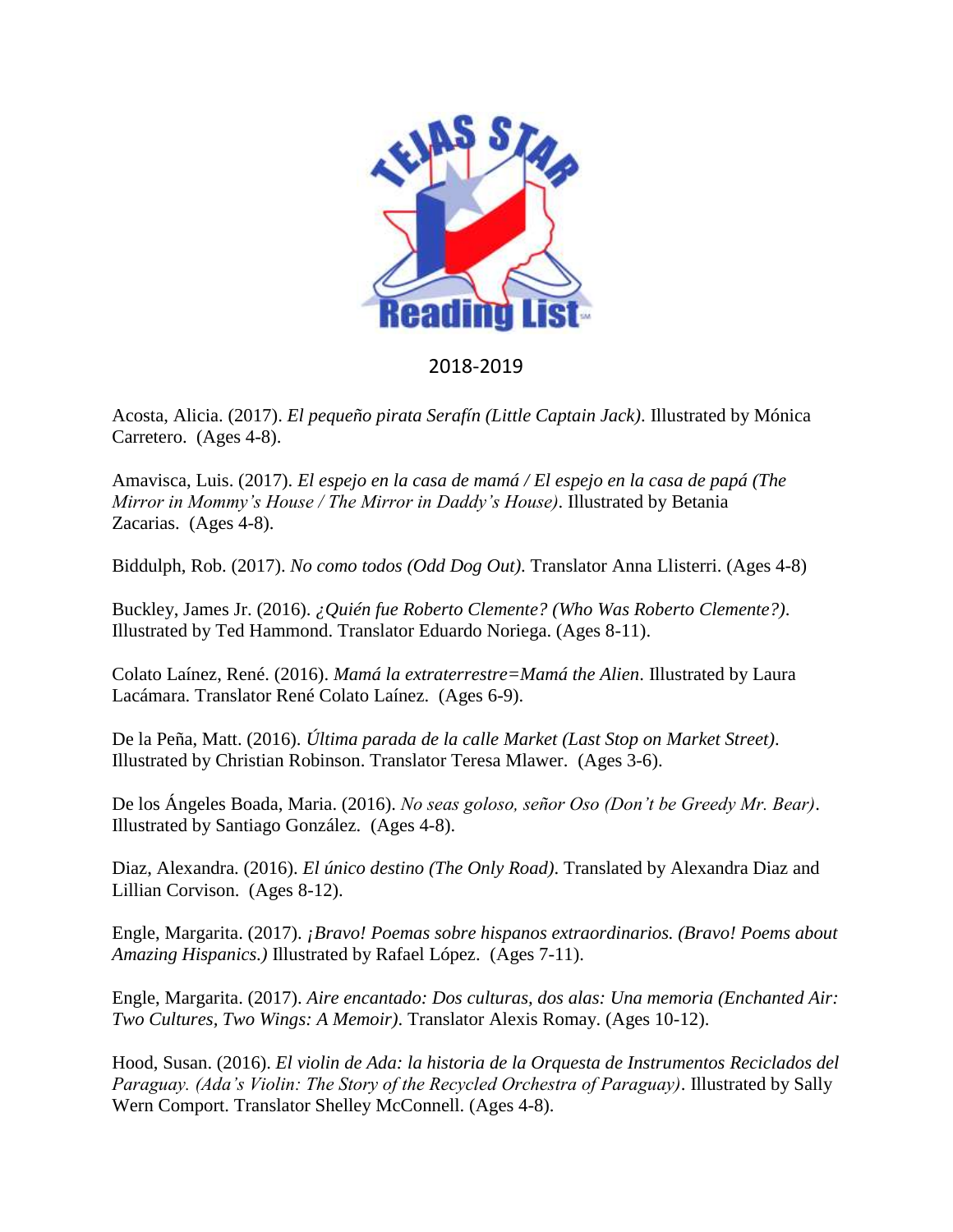# Tejas Star Reading List

2018-2019

Acosta, Alicia. (2017). *El pequeño pirata Serafín (Little Captain Jack)*. Illustrated by Mónica Carretero. (Ages 4-8).

Amavisca, Luis. (2017). *El espejo en la casa de mamá / El espejo en la casa de papá (The Mirror in Mommy's House / The Mirror in Daddy's House)*. Illustrated by Betania Zacarias. (Ages 4-8).

Biddulph, Rob. (2017). *No como todos (Odd Dog Out)*. Translator Anna Llisterri. (Ages 4-8)

Buckley, James Jr. (2016). *¿Quién fue Roberto Clemente? (Who Was Roberto Clemente?)*. Illustrated by Ted Hammond. Translator Eduardo Noriega. (Ages 8-11).

Colato Laínez, René. (2016). *Mamá la extraterrestre=Mamá the Alien*. Illustrated by Laura Lacámara. Translator René Colato Laínez. (Ages 6-9).

De la Peña, Matt. (2016). *Última parada de la calle Market (Last Stop on Market Street)*. Illustrated by Christian Robinson. Translator Teresa Mlawer. (Ages 3-6).

De los Ángeles Boada, Maria. (2016). *No seas goloso, señor Oso (Don't be Greedy Mr. Bear)*. Illustrated by Santiago González. (Ages 4-8).

Diaz, Alexandra. (2016). *El único destino (The Only Road)*. Translated by Alexandra Diaz and Lillian Corvison. (Ages 8-12).

Engle, Margarita. (2017). *¡Bravo! Poemas sobre hispanos extraordinarios. (Bravo! Poems about Amazing Hispanics.)* Illustrated by Rafael López. (Ages 7-11).

Engle, Margarita. (2017). *Aire encantado: Dos culturas, dos alas: Una memoria (Enchanted Air: Two Cultures, Two Wings: A Memoir)*. Translator Alexis Romay. (Ages 10-12).

Hood, Susan. (2016). *El violin de Ada: la historia de la Orquesta de Instrumentos Reciclados del Paraguay. (Ada's Violin: The Story of the Recycled Orchestra of Paraguay)*. Illustrated by Sally Wern Comport. Translator Shelley McConnell. (Ages 4-8).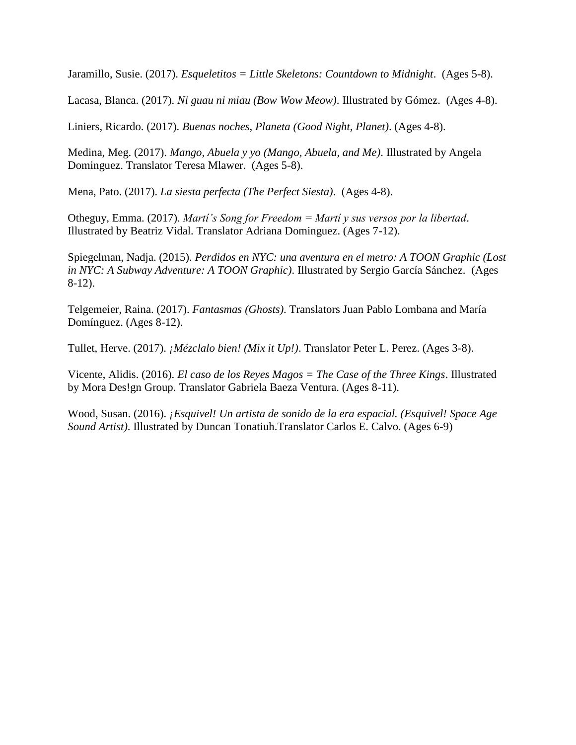Jaramillo, Susie. (2017). *Esqueletitos = Little Skeletons: Countdown to Midnight*. (Ages 5-8).

Lacasa, Blanca. (2017). *Ni guau ni miau (Bow Wow Meow)*. Illustrated by Gómez. (Ages 4-8).

Liniers, Ricardo. (2017). *Buenas noches, Planeta (Good Night, Planet)*. (Ages 4-8).

Medina, Meg. (2017). *Mango, Abuela y yo (Mango, Abuela, and Me)*. Illustrated by Angela Dominguez. Translator Teresa Mlawer. (Ages 5-8).

Mena, Pato. (2017). *La siesta perfecta (The Perfect Siesta)*. (Ages 4-8).

Otheguy, Emma. (2017). *Martí's Song for Freedom = Martí y sus versos por la libertad*. Illustrated by Beatriz Vidal. Translator Adriana Dominguez. (Ages 7-12).

Spiegelman, Nadja. (2015). *Perdidos en NYC: una aventura en el metro: A TOON Graphic (Lost in NYC: A Subway Adventure: A TOON Graphic)*. Illustrated by Sergio García Sánchez. (Ages 8-12).

Telgemeier, Raina. (2017). *Fantasmas (Ghosts)*. Translators Juan Pablo Lombana and María Domínguez. (Ages 8-12).

Tullet, Herve. (2017). *¡Mézclalo bien! (Mix it Up!)*. Translator Peter L. Perez. (Ages 3-8).

Vicente, Alidis. (2016). *El caso de los Reyes Magos = The Case of the Three Kings*. Illustrated by Mora Des!gn Group. Translator Gabriela Baeza Ventura. (Ages 8-11).

Wood, Susan. (2016). *¡Esquivel! Un artista de sonido de la era espacial. (Esquivel! Space Age Sound Artist)*. Illustrated by Duncan Tonatiuh.Translator Carlos E. Calvo. (Ages 6-9)